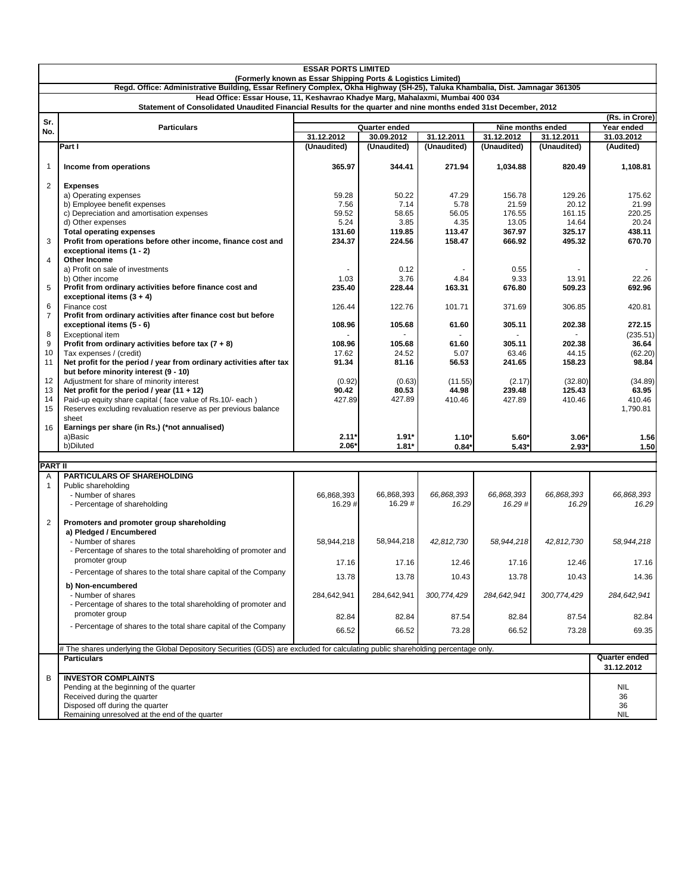# ESSAR PORTS LIMITED

**(Formerly known as Essar Shipping Ports & Logistics Limited)**

**Regd. Office: Administrative Building, Essar Refinery Complex, Okha Highway (SH-25), Taluka Khambalia, Dist. Jamnagar 361305**

**Head Office: Essar House, 11, Keshavrao Khadye Marg, Mahalaxmi, Mumbai 400 034**

**Statement of Consolidated Unaudited Financial Results for the quarter and nine months ended 31st December, 2012**

(Rs. in Crore)

| Sr. No. | Particulars | Quarter ended | | | Nine months ended | | Year ended |
|---|---|---|---|---|---|---|---|
| | | 31.12.2012 | 30.09.2012 | 31.12.2011 | 31.12.2012 | 31.12.2011 | 31.03.2012 |
| | **Part I** | **(Unaudited)** | **(Unaudited)** | **(Unaudited)** | **(Unaudited)** | **(Unaudited)** | **(Audited)** |
| 1 | **Income from operations** | **365.97** | **344.41** | **271.94** | **1,034.88** | **820.49** | **1,108.81** |
| 2 | **Expenses** | | | | | | |
| | a) Operating expenses | 59.28 | 50.22 | 47.29 | 156.78 | 129.26 | 175.62 |
| | b) Employee benefit expenses | 7.56 | 7.14 | 5.78 | 21.59 | 20.12 | 21.99 |
| | c) Depreciation and amortisation expenses | 59.52 | 58.65 | 56.05 | 176.55 | 161.15 | 220.25 |
| | d) Other expenses | 5.24 | 3.85 | 4.35 | 13.05 | 14.64 | 20.24 |
| | **Total operating expenses** | **131.60** | **119.85** | **113.47** | **367.97** | **325.17** | **438.11** |
| 3 | **Profit from operations before other income, finance cost and exceptional items (1 - 2)** | **234.37** | **224.56** | **158.47** | **666.92** | **495.32** | **670.70** |
| 4 | **Other Income** | | | | | | |
| | a) Profit on sale of investments | - | 0.12 | - | 0.55 | - | - |
| | b) Other income | 1.03 | 3.76 | 4.84 | 9.33 | 13.91 | 22.26 |
| 5 | **Profit from ordinary activities before finance cost and exceptional items (3 + 4)** | **235.40** | **228.44** | **163.31** | **676.80** | **509.23** | **692.96** |
| 6 | Finance cost | 126.44 | 122.76 | 101.71 | 371.69 | 306.85 | 420.81 |
| 7 | **Profit from ordinary activities after finance cost but before exceptional items (5 - 6)** | **108.96** | **105.68** | **61.60** | **305.11** | **202.38** | **272.15** |
| 8 | Exceptional item | - | - | - | - | - | (235.51) |
| 9 | **Profit from ordinary activities before tax (7 + 8)** | **108.96** | **105.68** | **61.60** | **305.11** | **202.38** | **36.64** |
| 10 | Tax expenses / (credit) | 17.62 | 24.52 | 5.07 | 63.46 | 44.15 | (62.20) |
| 11 | **Net profit for the period / year from ordinary activities after tax but before minority interest (9 - 10)** | **91.34** | **81.16** | **56.53** | **241.65** | **158.23** | **98.84** |
| 12 | Adjustment for share of minority interest | (0.92) | (0.63) | (11.55) | (2.17) | (32.80) | (34.89) |
| 13 | **Net profit for the period / year (11 + 12)** | **90.42** | **80.53** | **44.98** | **239.48** | **125.43** | **63.95** |
| 14 | Paid-up equity share capital ( face value of Rs.10/- each ) | 427.89 | 427.89 | 410.46 | 427.89 | 410.46 | 410.46 |
| 15 | Reserves excluding revaluation reserve as per previous balance sheet | | | | | | 1,790.81 |
| 16 | **Earnings per share (in Rs.) (*not annualised)** | | | | | | |
| | a)Basic | **2.11*** | **1.91*** | **1.10*** | **5.60*** | **3.06*** | **1.56** |
| | b)Diluted | **2.06*** | **1.81*** | **0.84*** | **5.43*** | **2.93*** | **1.50** |

**PART II**

| Sr. No. | Particulars | 31.12.2012 | 30.09.2012 | 31.12.2011 | 31.12.2012 | 31.12.2011 | 31.03.2012 |
|---|---|---|---|---|---|---|---|
| A | **PARTICULARS OF SHAREHOLDING** | | | | | | |
| 1 | Public shareholding | | | | | | |
| | - Number of shares | 66,868,393 | 66,868,393 | *66,868,393* | *66,868,393* | *66,868,393* | *66,868,393* |
| | - Percentage of shareholding | 16.29 # | 16.29 # | *16.29* | *16.29 #* | *16.29* | *16.29* |
| 2 | **Promoters and promoter group shareholding** | | | | | | |
| | **a) Pledged / Encumbered** | | | | | | |
| | - Number of shares | 58,944,218 | 58,944,218 | *42,812,730* | *58,944,218* | *42,812,730* | *58,944,218* |
| | - Percentage of shares to the total shareholding of promoter and promoter group | 17.16 | 17.16 | 12.46 | 17.16 | 12.46 | 17.16 |
| | - Percentage of shares to the total share capital of the Company | 13.78 | 13.78 | 10.43 | 13.78 | 10.43 | 14.36 |
| | **b) Non-encumbered** | | | | | | |
| | - Number of shares | 284,642,941 | 284,642,941 | *300,774,429* | *284,642,941* | *300,774,429* | *284,642,941* |
| | - Percentage of shares to the total shareholding of promoter and promoter group | 82.84 | 82.84 | 87.54 | 82.84 | 87.54 | 82.84 |
| | - Percentage of shares to the total share capital of the Company | 66.52 | 66.52 | 73.28 | 66.52 | 73.28 | 69.35 |

# The shares underlying the Global Depository Securities (GDS) are excluded for calculating public shareholding percentage only.

| | Particulars | Quarter ended 31.12.2012 |
|---|---|---|
| B | **INVESTOR COMPLAINTS** | |
| | Pending at the beginning of the quarter | NIL |
| | Received during the quarter | 36 |
| | Disposed off during the quarter | 36 |
| | Remaining unresolved at the end of the quarter | NIL |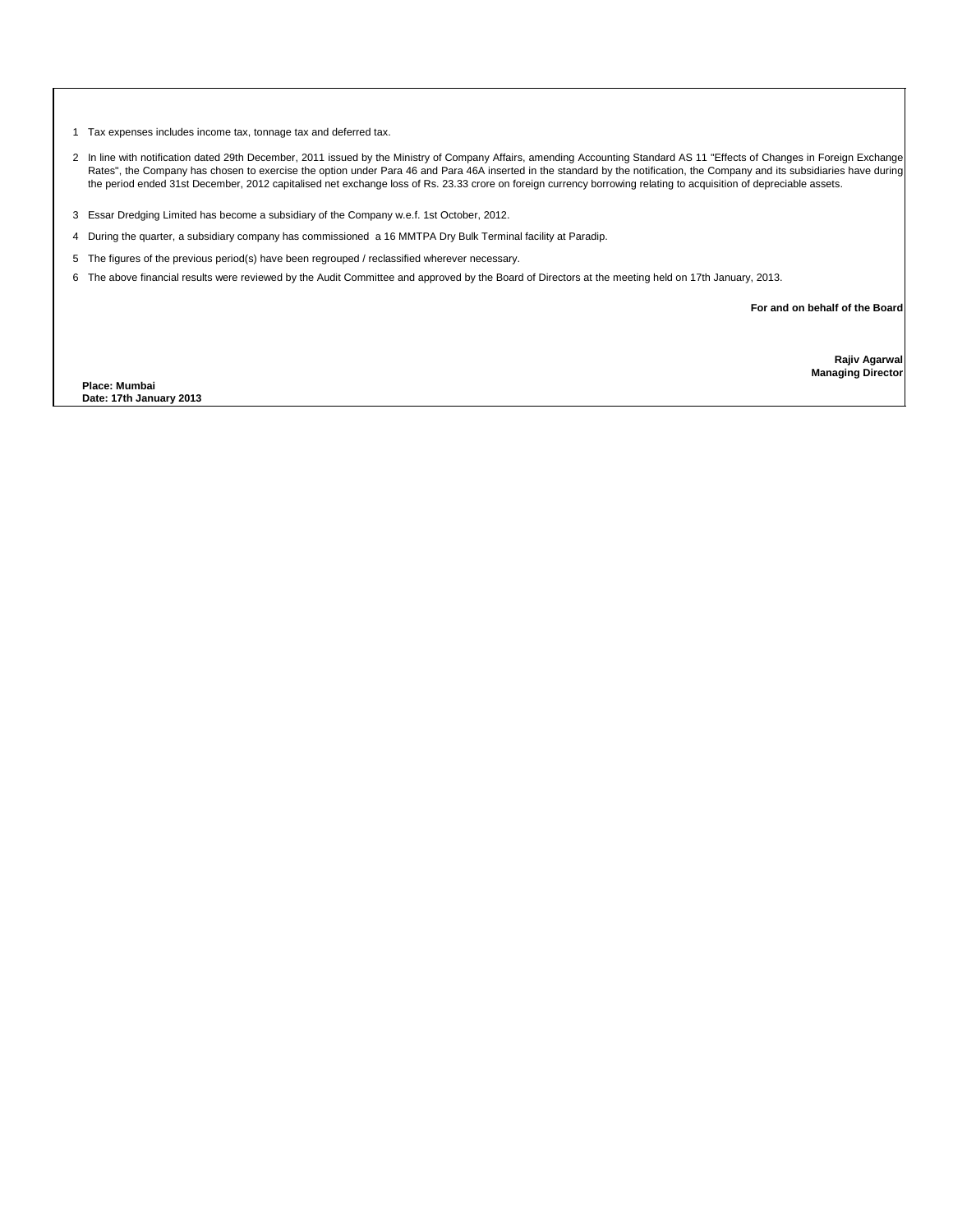1. Tax expenses includes income tax, tonnage tax and deferred tax.
2. In line with notification dated 29th December, 2011 issued by the Ministry of Company Affairs, amending Accounting Standard AS 11 "Effects of Changes in Foreign Exchange Rates", the Company has chosen to exercise the option under Para 46 and Para 46A inserted in the standard by the notification, the Company and its subsidiaries have during the period ended 31st December, 2012 capitalised net exchange loss of Rs. 23.33 crore on foreign currency borrowing relating to acquisition of depreciable assets.
3. Essar Dredging Limited has become a subsidiary of the Company w.e.f. 1st October, 2012.
4. During the quarter, a subsidiary company has commissioned a 16 MMTPA Dry Bulk Terminal facility at Paradip.
5. The figures of the previous period(s) have been regrouped / reclassified wherever necessary.
6. The above financial results were reviewed by the Audit Committee and approved by the Board of Directors at the meeting held on 17th January, 2013.

**For and on behalf of the Board**

**Rajiv Agarwal**
**Managing Director**

**Place: Mumbai**
**Date: 17th January 2013**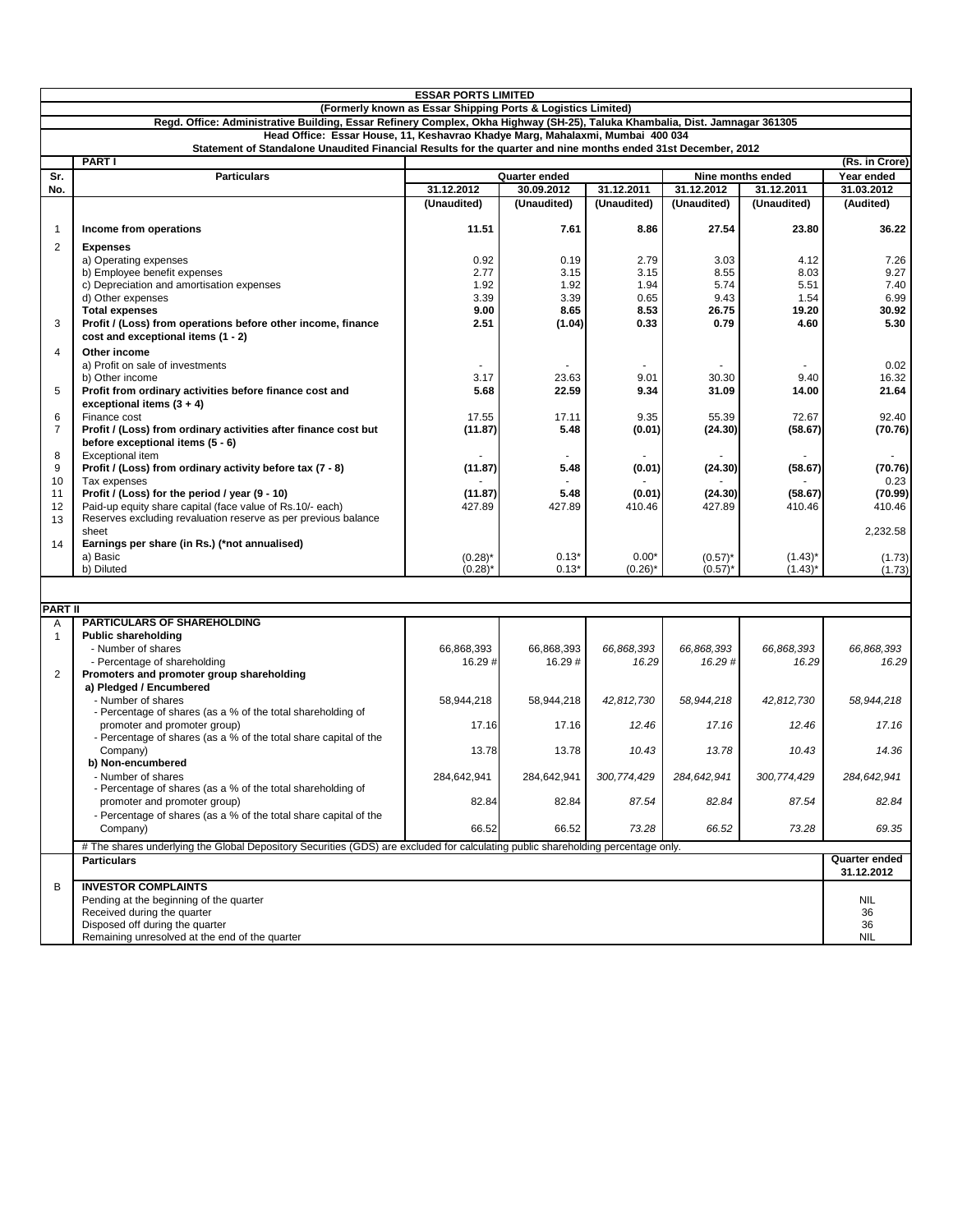# ESSAR PORTS LIMITED

**(Formerly known as Essar Shipping Ports & Logistics Limited)**

**Regd. Office: Administrative Building, Essar Refinery Complex, Okha Highway (SH-25), Taluka Khambalia, Dist. Jamnagar 361305**

**Head Office: Essar House, 11, Keshavrao Khadye Marg, Mahalaxmi, Mumbai 400 034**

**Statement of Standalone Unaudited Financial Results for the quarter and nine months ended 31st December, 2012**

**PART I** (Rs. in Crore)

| Sr. No. | Particulars | Quarter ended | | | Nine months ended | | Year ended |
|---|---|---|---|---|---|---|---|
| | | 31.12.2012 | 30.09.2012 | 31.12.2011 | 31.12.2012 | 31.12.2011 | 31.03.2012 |
| | | (Unaudited) | (Unaudited) | (Unaudited) | (Unaudited) | (Unaudited) | (Audited) |
| 1 | **Income from operations** | **11.51** | **7.61** | **8.86** | **27.54** | **23.80** | **36.22** |
| 2 | **Expenses** | | | | | | |
| | a) Operating expenses | 0.92 | 0.19 | 2.79 | 3.03 | 4.12 | 7.26 |
| | b) Employee benefit expenses | 2.77 | 3.15 | 3.15 | 8.55 | 8.03 | 9.27 |
| | c) Depreciation and amortisation expenses | 1.92 | 1.92 | 1.94 | 5.74 | 5.51 | 7.40 |
| | d) Other expenses | 3.39 | 3.39 | 0.65 | 9.43 | 1.54 | 6.99 |
| | **Total expenses** | **9.00** | **8.65** | **8.53** | **26.75** | **19.20** | **30.92** |
| 3 | **Profit / (Loss) from operations before other income, finance cost and exceptional items (1 - 2)** | **2.51** | **(1.04)** | **0.33** | **0.79** | **4.60** | **5.30** |
| 4 | **Other income** | | | | | | |
| | a) Profit on sale of investments | - | - | - | - | - | 0.02 |
| | b) Other income | 3.17 | 23.63 | 9.01 | 30.30 | 9.40 | 16.32 |
| 5 | **Profit from ordinary activities before finance cost and exceptional items (3 + 4)** | **5.68** | **22.59** | **9.34** | **31.09** | **14.00** | **21.64** |
| 6 | Finance cost | 17.55 | 17.11 | 9.35 | 55.39 | 72.67 | 92.40 |
| 7 | **Profit / (Loss) from ordinary activities after finance cost but before exceptional items (5 - 6)** | **(11.87)** | **5.48** | **(0.01)** | **(24.30)** | **(58.67)** | **(70.76)** |
| 8 | Exceptional item | - | - | - | - | - | - |
| 9 | **Profit / (Loss) from ordinary activity before tax (7 - 8)** | **(11.87)** | **5.48** | **(0.01)** | **(24.30)** | **(58.67)** | **(70.76)** |
| 10 | Tax expenses | - | - | - | - | - | 0.23 |
| 11 | **Profit / (Loss) for the period / year (9 - 10)** | **(11.87)** | **5.48** | **(0.01)** | **(24.30)** | **(58.67)** | **(70.99)** |
| 12 | Paid-up equity share capital (face value of Rs.10/- each) | 427.89 | 427.89 | 410.46 | 427.89 | 410.46 | 410.46 |
| 13 | Reserves excluding revaluation reserve as per previous balance sheet | | | | | | 2,232.58 |
| 14 | **Earnings per share (in Rs.) (*not annualised)** | | | | | | |
| | a) Basic | (0.28)* | 0.13* | 0.00* | (0.57)* | (1.43)* | (1.73) |
| | b) Diluted | (0.28)* | 0.13* | (0.26)* | (0.57)* | (1.43)* | (1.73) |

**PART II**

| | | | | | | | |
|---|---|---|---|---|---|---|---|
| A | **PARTICULARS OF SHAREHOLDING** | | | | | | |
| 1 | **Public shareholding** | | | | | | |
| | - Number of shares | 66,868,393 | 66,868,393 | *66,868,393* | *66,868,393* | *66,868,393* | *66,868,393* |
| | - Percentage of shareholding | 16.29 # | 16.29 # | *16.29* | *16.29 #* | *16.29* | *16.29* |
| 2 | **Promoters and promoter group shareholding** | | | | | | |
| | **a) Pledged / Encumbered** | | | | | | |
| | - Number of shares | 58,944,218 | 58,944,218 | *42,812,730* | *58,944,218* | *42,812,730* | *58,944,218* |
| | - Percentage of shares (as a % of the total shareholding of promoter and promoter group) | 17.16 | 17.16 | *12.46* | *17.16* | *12.46* | *17.16* |
| | - Percentage of shares (as a % of the total share capital of the Company) | 13.78 | 13.78 | *10.43* | *13.78* | *10.43* | *14.36* |
| | **b) Non-encumbered** | | | | | | |
| | - Number of shares | 284,642,941 | 284,642,941 | *300,774,429* | *284,642,941* | *300,774,429* | *284,642,941* |
| | - Percentage of shares (as a % of the total shareholding of promoter and promoter group) | 82.84 | 82.84 | *87.54* | *82.84* | *87.54* | *82.84* |
| | - Percentage of shares (as a % of the total share capital of the Company) | 66.52 | 66.52 | *73.28* | *66.52* | *73.28* | *69.35* |

# The shares underlying the Global Depository Securities (GDS) are excluded for calculating public shareholding percentage only.

| | Particulars | Quarter ended 31.12.2012 |
|---|---|---|
| B | **INVESTOR COMPLAINTS** | |
| | Pending at the beginning of the quarter | NIL |
| | Received during the quarter | 36 |
| | Disposed off during the quarter | 36 |
| | Remaining unresolved at the end of the quarter | NIL |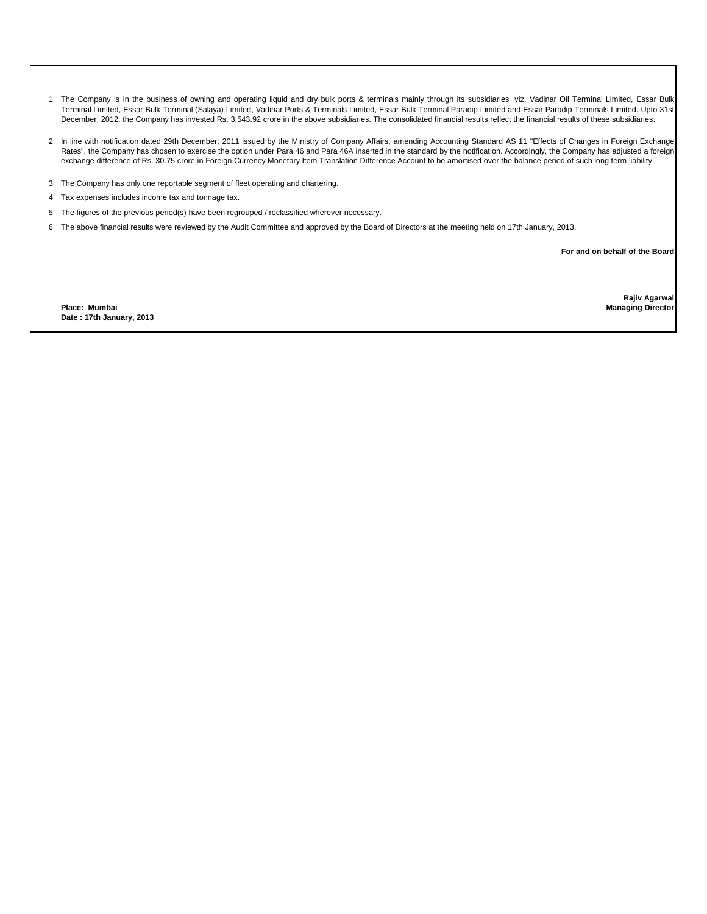1. The Company is in the business of owning and operating liquid and dry bulk ports & terminals mainly through its subsidiaries viz. Vadinar Oil Terminal Limited, Essar Bulk Terminal Limited, Essar Bulk Terminal (Salaya) Limited, Vadinar Ports & Terminals Limited, Essar Bulk Terminal Paradip Limited and Essar Paradip Terminals Limited. Upto 31st December, 2012, the Company has invested Rs. 3,543.92 crore in the above subsidiaries. The consolidated financial results reflect the financial results of these subsidiaries.

2. In line with notification dated 29th December, 2011 issued by the Ministry of Company Affairs, amending Accounting Standard AS 11 "Effects of Changes in Foreign Exchange Rates", the Company has chosen to exercise the option under Para 46 and Para 46A inserted in the standard by the notification. Accordingly, the Company has adjusted a foreign exchange difference of Rs. 30.75 crore in Foreign Currency Monetary Item Translation Difference Account to be amortised over the balance period of such long term liability.

3. The Company has only one reportable segment of fleet operating and chartering.

4. Tax expenses includes income tax and tonnage tax.

5. The figures of the previous period(s) have been regrouped / reclassified wherever necessary.

6. The above financial results were reviewed by the Audit Committee and approved by the Board of Directors at the meeting held on 17th January, 2013.

**For and on behalf of the Board**

**Rajiv Agarwal**
**Managing Director**

**Place: Mumbai**
**Date : 17th January, 2013**